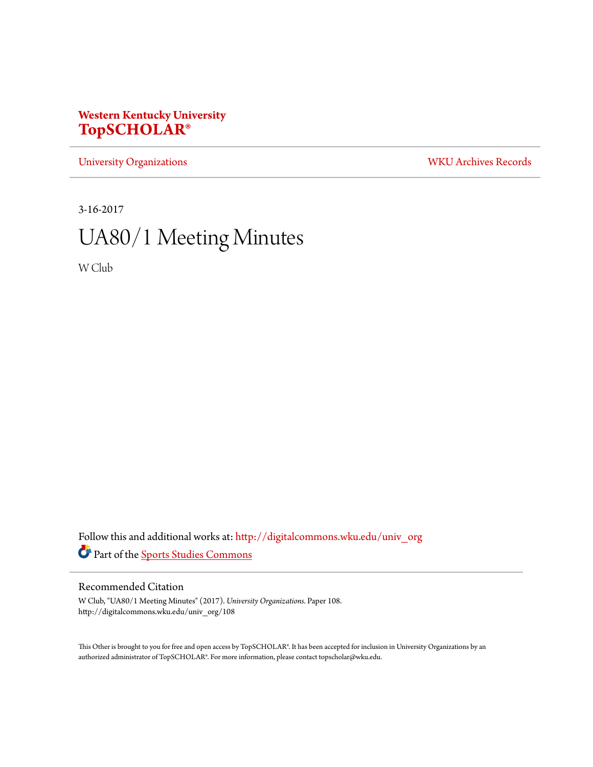**Western Kentucky University**
**TopSCHOLAR®**

University Organizations | WKU Archives Records

3-16-2017

# UA80/1 Meeting Minutes

W Club

Follow this and additional works at: http://digitalcommons.wku.edu/univ_org

Part of the Sports Studies Commons

## Recommended Citation

W Club, "UA80/1 Meeting Minutes" (2017). *University Organizations.* Paper 108.
http://digitalcommons.wku.edu/univ_org/108

This Other is brought to you for free and open access by TopSCHOLAR®. It has been accepted for inclusion in University Organizations by an authorized administrator of TopSCHOLAR®. For more information, please contact topscholar@wku.edu.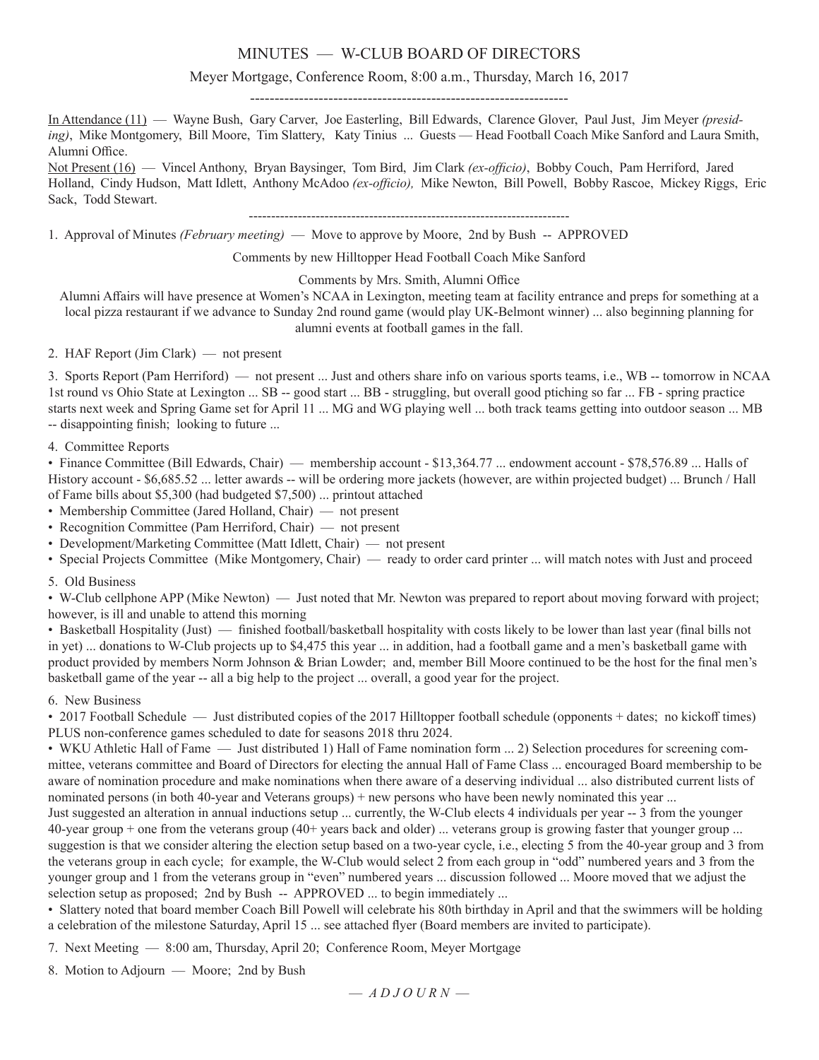# MINUTES — W-CLUB BOARD OF DIRECTORS

Meyer Mortgage, Conference Room, 8:00 a.m., Thursday, March 16, 2017

------------------------------------------------------------------

<u>In Attendance (11)</u> — Wayne Bush, Gary Carver, Joe Easterling, Bill Edwards, Clarence Glover, Paul Just, Jim Meyer *(presiding)*, Mike Montgomery, Bill Moore, Tim Slattery, Katy Tinius ... Guests — Head Football Coach Mike Sanford and Laura Smith, Alumni Office.

<u>Not Present (16)</u> — Vincel Anthony, Bryan Baysinger, Tom Bird, Jim Clark *(ex-officio)*, Bobby Couch, Pam Herriford, Jared Holland, Cindy Hudson, Matt Idlett, Anthony McAdoo *(ex-officio),* Mike Newton, Bill Powell, Bobby Rascoe, Mickey Riggs, Eric Sack, Todd Stewart.

------------------------------------------------------------------------

1. Approval of Minutes *(February meeting)* — Move to approve by Moore, 2nd by Bush -- APPROVED

Comments by new Hilltopper Head Football Coach Mike Sanford

Comments by Mrs. Smith, Alumni Office

Alumni Affairs will have presence at Women's NCAA in Lexington, meeting team at facility entrance and preps for something at a local pizza restaurant if we advance to Sunday 2nd round game (would play UK-Belmont winner) ... also beginning planning for alumni events at football games in the fall.

2. HAF Report (Jim Clark) — not present

3. Sports Report (Pam Herriford) — not present ... Just and others share info on various sports teams, i.e., WB -- tomorrow in NCAA 1st round vs Ohio State at Lexington ... SB -- good start ... BB - struggling, but overall good ptiching so far ... FB - spring practice starts next week and Spring Game set for April 11 ... MG and WG playing well ... both track teams getting into outdoor season ... MB -- disappointing finish; looking to future ...

4. Committee Reports

- Finance Committee (Bill Edwards, Chair) — membership account - $13,364.77 ... endowment account - $78,576.89 ... Halls of History account - $6,685.52 ... letter awards -- will be ordering more jackets (however, are within projected budget) ... Brunch / Hall of Fame bills about $5,300 (had budgeted $7,500) ... printout attached
- Membership Committee (Jared Holland, Chair) — not present
- Recognition Committee (Pam Herriford, Chair) — not present
- Development/Marketing Committee (Matt Idlett, Chair) — not present
- Special Projects Committee (Mike Montgomery, Chair) — ready to order card printer ... will match notes with Just and proceed

5. Old Business

- W-Club cellphone APP (Mike Newton) — Just noted that Mr. Newton was prepared to report about moving forward with project; however, is ill and unable to attend this morning
- Basketball Hospitality (Just) — finished football/basketball hospitality with costs likely to be lower than last year (final bills not in yet) ... donations to W-Club projects up to $4,475 this year ... in addition, had a football game and a men's basketball game with product provided by members Norm Johnson & Brian Lowder; and, member Bill Moore continued to be the host for the final men's basketball game of the year -- all a big help to the project ... overall, a good year for the project.

6. New Business

- 2017 Football Schedule — Just distributed copies of the 2017 Hilltopper football schedule (opponents + dates; no kickoff times) PLUS non-conference games scheduled to date for seasons 2018 thru 2024.
- WKU Athletic Hall of Fame — Just distributed 1) Hall of Fame nomination form ... 2) Selection procedures for screening committee, veterans committee and Board of Directors for electing the annual Hall of Fame Class ... encouraged Board membership to be aware of nomination procedure and make nominations when there aware of a deserving individual ... also distributed current lists of nominated persons (in both 40-year and Veterans groups) + new persons who have been newly nominated this year ...
  Just suggested an alteration in annual inductions setup ... currently, the W-Club elects 4 individuals per year -- 3 from the younger 40-year group + one from the veterans group (40+ years back and older) ... veterans group is growing faster that younger group ... suggestion is that we consider altering the election setup based on a two-year cycle, i.e., electing 5 from the 40-year group and 3 from the veterans group in each cycle; for example, the W-Club would select 2 from each group in "odd" numbered years and 3 from the younger group and 1 from the veterans group in "even" numbered years ... discussion followed ... Moore moved that we adjust the selection setup as proposed; 2nd by Bush -- APPROVED ... to begin immediately ...
- Slattery noted that board member Coach Bill Powell will celebrate his 80th birthday in April and that the swimmers will be holding a celebration of the milestone Saturday, April 15 ... see attached flyer (Board members are invited to participate).

7. Next Meeting — 8:00 am, Thursday, April 20; Conference Room, Meyer Mortgage

8. Motion to Adjourn — Moore; 2nd by Bush

*— A D J O U R N —*